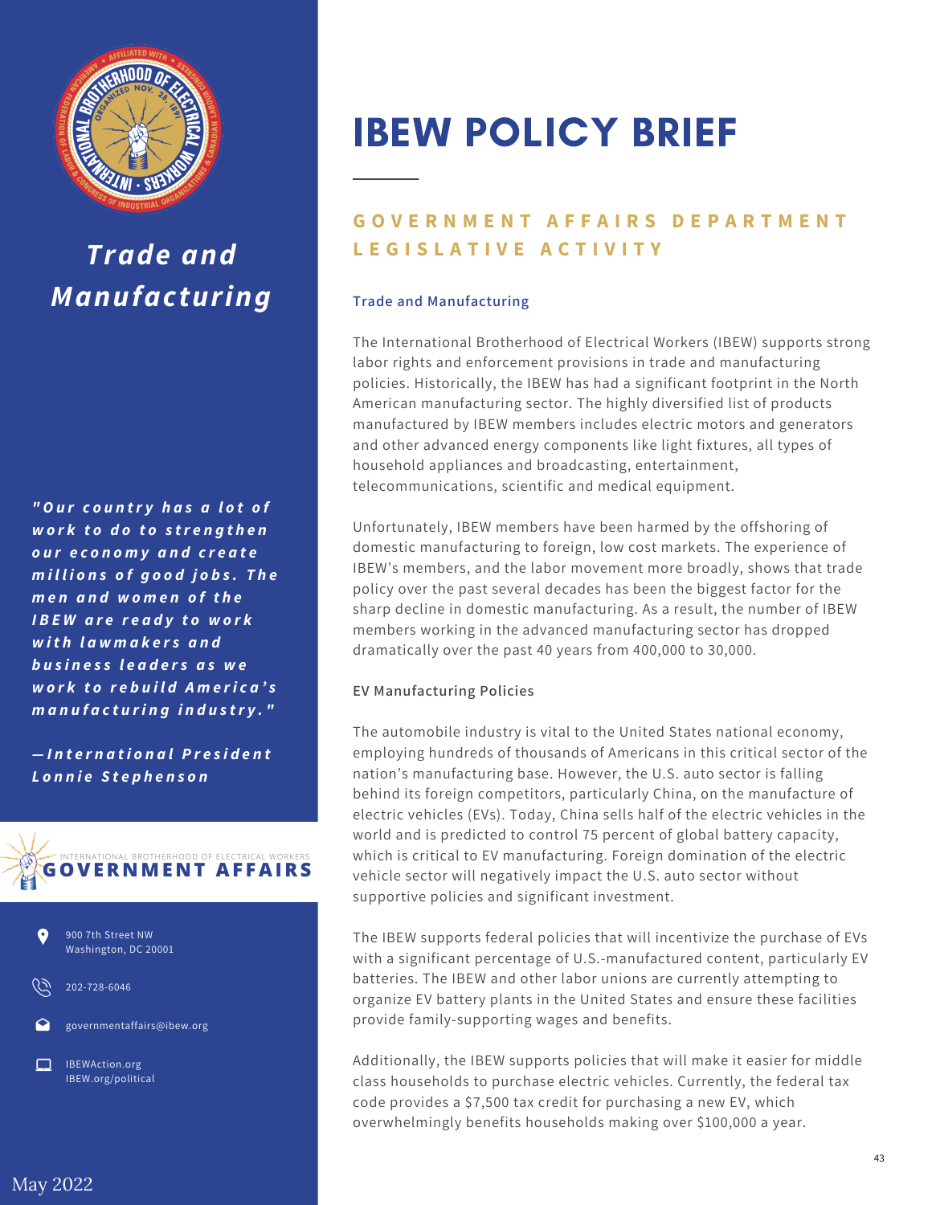# Trade and Manufacturing

*"Our country has a lot of work to do to strengthen our economy and create millions of good jobs. The men and women of the IBEW are ready to work with lawmakers and business leaders as we work to rebuild America's manufacturing industry."*

*—International President Lonnie Stephenson*

INTERNATIONAL BROTHERHOOD OF ELECTRICAL WORKERS
GOVERNMENT AFFAIRS

900 7th Street NW
Washington, DC 20001

202-728-6046

governmentaffairs@ibew.org

IBEWAction.org
IBEW.org/political

May 2022

# IBEW POLICY BIEF

## GOVERNMENT AFFAIRS DEPARTMENT LEGISLATIVE ACTIVITY

### Trade and Manufacturing

The International Brotherhood of Electrical Workers (IBEW) supports strong labor rights and enforcement provisions in trade and manufacturing policies. Historically, the IBEW has had a significant footprint in the North American manufacturing sector. The highly diversified list of products manufactured by IBEW members includes electric motors and generators and other advanced energy components like light fixtures, all types of household appliances and broadcasting, entertainment, telecommunications, scientific and medical equipment.

Unfortunately, IBEW members have been harmed by the offshoring of domestic manufacturing to foreign, low cost markets. The experience of IBEW's members, and the labor movement more broadly, shows that trade policy over the past several decades has been the biggest factor for the sharp decline in domestic manufacturing. As a result, the number of IBEW members working in the advanced manufacturing sector has dropped dramatically over the past 40 years from 400,000 to 30,000.

### EV Manufacturing Policies

The automobile industry is vital to the United States national economy, employing hundreds of thousands of Americans in this critical sector of the nation's manufacturing base. However, the U.S. auto sector is falling behind its foreign competitors, particularly China, on the manufacture of electric vehicles (EVs). Today, China sells half of the electric vehicles in the world and is predicted to control 75 percent of global battery capacity, which is critical to EV manufacturing. Foreign domination of the electric vehicle sector will negatively impact the U.S. auto sector without supportive policies and significant investment.

The IBEW supports federal policies that will incentivize the purchase of EVs with a significant percentage of U.S.-manufactured content, particularly EV batteries. The IBEW and other labor unions are currently attempting to organize EV battery plants in the United States and ensure these facilities provide family-supporting wages and benefits.

Additionally, the IBEW supports policies that will make it easier for middle class households to purchase electric vehicles. Currently, the federal tax code provides a $7,500 tax credit for purchasing a new EV, which overwhelmingly benefits households making over $100,000 a year.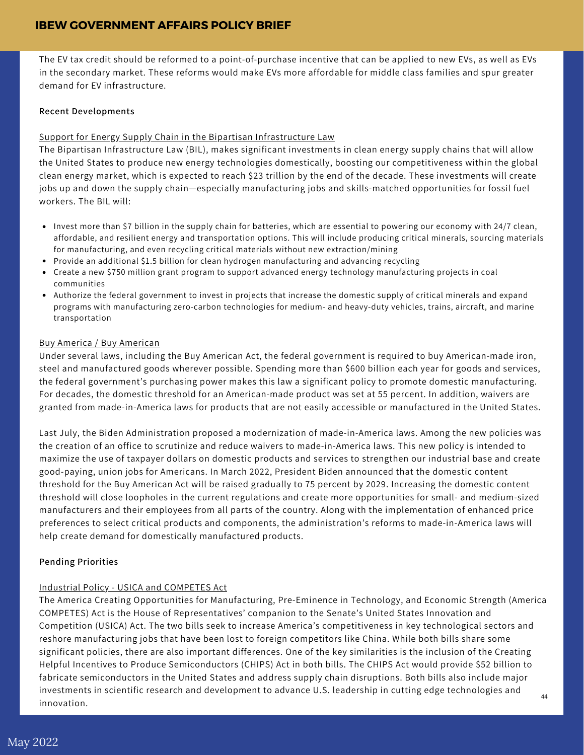The EV tax credit should be reformed to a point-of-purchase incentive that can be applied to new EVs, as well as EVs in the secondary market. These reforms would make EVs more affordable for middle class families and spur greater demand for EV infrastructure.

**Recent Developments**

Support for Energy Supply Chain in the Bipartisan Infrastructure Law

The Bipartisan Infrastructure Law (BIL), makes significant investments in clean energy supply chains that will allow the United States to produce new energy technologies domestically, boosting our competitiveness within the global clean energy market, which is expected to reach $23 trillion by the end of the decade. These investments will create jobs up and down the supply chain—especially manufacturing jobs and skills-matched opportunities for fossil fuel workers. The BIL will:

- Invest more than $7 billion in the supply chain for batteries, which are essential to powering our economy with 24/7 clean, affordable, and resilient energy and transportation options. This will include producing critical minerals, sourcing materials for manufacturing, and even recycling critical materials without new extraction/mining
- Provide an additional $1.5 billion for clean hydrogen manufacturing and advancing recycling
- Create a new $750 million grant program to support advanced energy technology manufacturing projects in coal communities
- Authorize the federal government to invest in projects that increase the domestic supply of critical minerals and expand programs with manufacturing zero-carbon technologies for medium- and heavy-duty vehicles, trains, aircraft, and marine transportation

Buy America / Buy American

Under several laws, including the Buy American Act, the federal government is required to buy American-made iron, steel and manufactured goods wherever possible. Spending more than $600 billion each year for goods and services, the federal government's purchasing power makes this law a significant policy to promote domestic manufacturing. For decades, the domestic threshold for an American-made product was set at 55 percent. In addition, waivers are granted from made-in-America laws for products that are not easily accessible or manufactured in the United States.

Last July, the Biden Administration proposed a modernization of made-in-America laws. Among the new policies was the creation of an office to scrutinize and reduce waivers to made-in-America laws. This new policy is intended to maximize the use of taxpayer dollars on domestic products and services to strengthen our industrial base and create good-paying, union jobs for Americans. In March 2022, President Biden announced that the domestic content threshold for the Buy American Act will be raised gradually to 75 percent by 2029. Increasing the domestic content threshold will close loopholes in the current regulations and create more opportunities for small- and medium-sized manufacturers and their employees from all parts of the country. Along with the implementation of enhanced price preferences to select critical products and components, the administration's reforms to made-in-America laws will help create demand for domestically manufactured products.

**Pending Priorities**

Industrial Policy - USICA and COMPETES Act

The America Creating Opportunities for Manufacturing, Pre-Eminence in Technology, and Economic Strength (America COMPETES) Act is the House of Representatives' companion to the Senate's United States Innovation and Competition (USICA) Act. The two bills seek to increase America's competitiveness in key technological sectors and reshore manufacturing jobs that have been lost to foreign competitors like China. While both bills share some significant policies, there are also important differences. One of the key similarities is the inclusion of the Creating Helpful Incentives to Produce Semiconductors (CHIPS) Act in both bills. The CHIPS Act would provide $52 billion to fabricate semiconductors in the United States and address supply chain disruptions. Both bills also include major investments in scientific research and development to advance U.S. leadership in cutting edge technologies and innovation.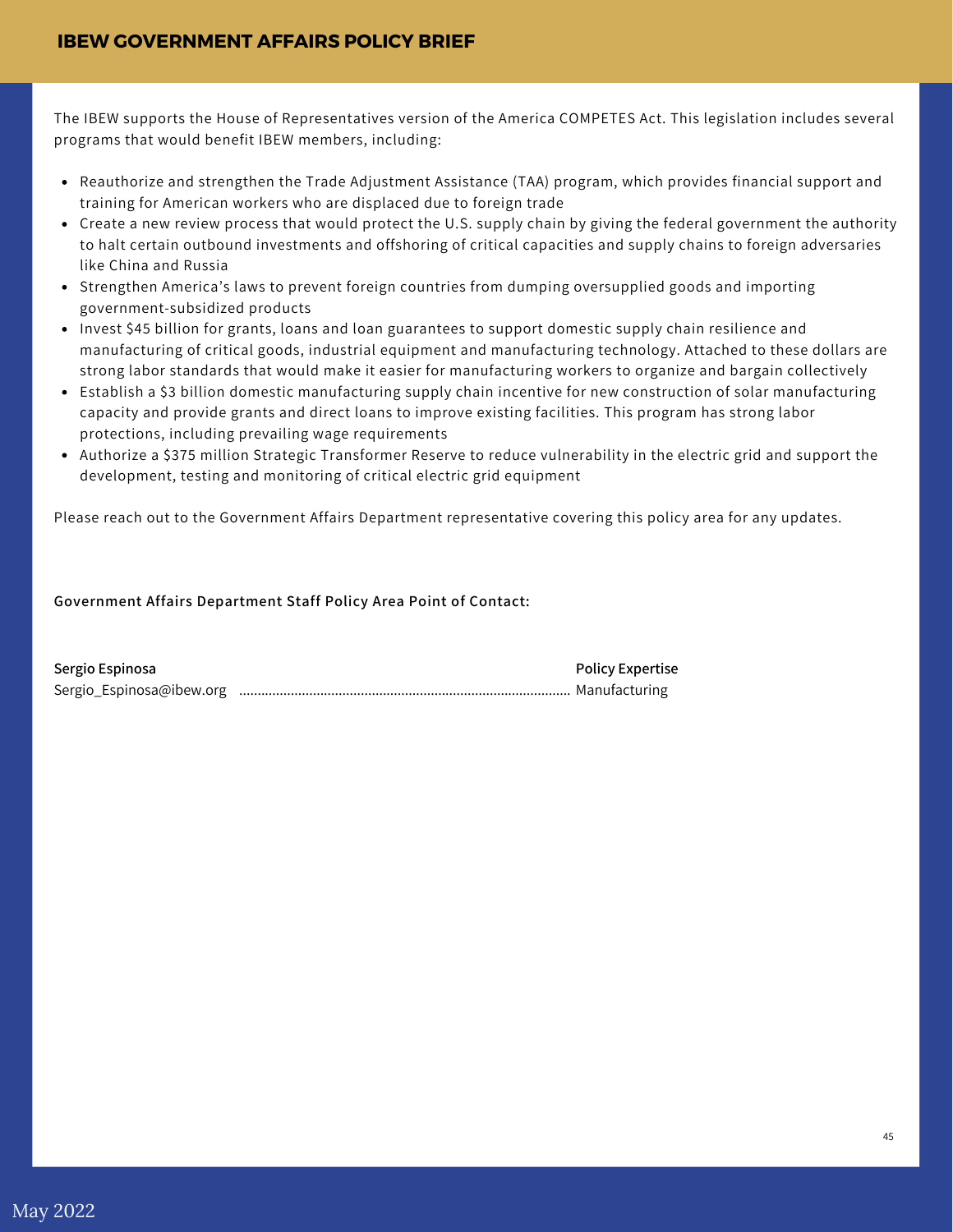The IBEW supports the House of Representatives version of the America COMPETES Act. This legislation includes several programs that would benefit IBEW members, including:

- Reauthorize and strengthen the Trade Adjustment Assistance (TAA) program, which provides financial support and training for American workers who are displaced due to foreign trade
- Create a new review process that would protect the U.S. supply chain by giving the federal government the authority to halt certain outbound investments and offshoring of critical capacities and supply chains to foreign adversaries like China and Russia
- Strengthen America's laws to prevent foreign countries from dumping oversupplied goods and importing government-subsidized products
- Invest $45 billion for grants, loans and loan guarantees to support domestic supply chain resilience and manufacturing of critical goods, industrial equipment and manufacturing technology. Attached to these dollars are strong labor standards that would make it easier for manufacturing workers to organize and bargain collectively
- Establish a $3 billion domestic manufacturing supply chain incentive for new construction of solar manufacturing capacity and provide grants and direct loans to improve existing facilities. This program has strong labor protections, including prevailing wage requirements
- Authorize a $375 million Strategic Transformer Reserve to reduce vulnerability in the electric grid and support the development, testing and monitoring of critical electric grid equipment

Please reach out to the Government Affairs Department representative covering this policy area for any updates.

**Government Affairs Department Staff Policy Area Point of Contact:**

| **Sergio Espinosa** | **Policy Expertise** |
|---|---|
| Sergio_Espinosa@ibew.org | Manufacturing |